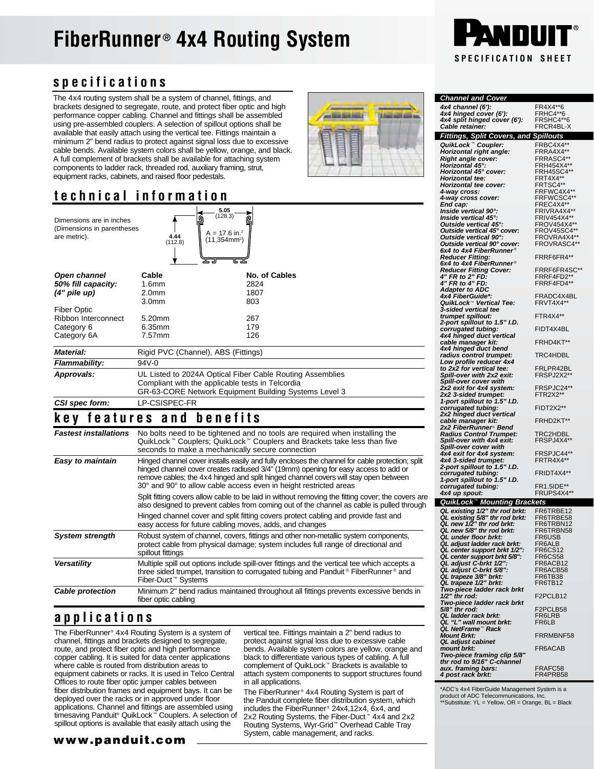# FiberRunner® 4x4 Routing System

PANDUIT® SPECIFICATION SHEET

## specifications

The 4x4 routing system shall be a system of channel, fittings, and brackets designed to segregate, route, and protect fiber optic and high performance copper cabling. Channel and fittings shall be assembled using pre-assembled couplers. A selection of spillout options shall be available that easily attach using the vertical tee. Fittings maintain a minimum 2" bend radius to protect against signal loss due to excessive cable bends. Available system colors shall be yellow, orange, and black. A full complement of brackets shall be available for attaching system components to ladder rack, threaded rod, auxiliary framing, strut, equipment racks, cabinets, and raised floor pedestals.

## technical information

Dimensions are in inches (Dimensions in parentheses are metric).

5.05 (128.3) — 4.44 (112.8) — A = 17.6 in.² (11,354mm²)

| Open channel 50% fill capacity: (4" pile up) | Cable | No. of Cables |
|---|---|---|
| | 1.6mm | 2824 |
| | 2.0mm | 1807 |
| | 3.0mm | 803 |
| Fiber Optic Ribbon Interconnect | 5.20mm | 267 |
| Category 6 | 6.35mm | 179 |
| Category 6A | 7.57mm | 126 |

| | |
|---|---|
| **Material:** | Rigid PVC (Channel), ABS (Fittings) |
| **Flammability:** | 94V-0 |
| **Approvals:** | UL Listed to 2024A Optical Fiber Cable Routing Assemblies<br>Compliant with the applicable tests in Telcordia GR-63-CORE Network Equipment Building Systems Level 3 |
| **CSI spec form:** | LP-CSISPEC-FR |

## key features and benefits

| | |
|---|---|
| **Fastest installations** | No bolts need to be tightened and no tools are required when installing the QuikLock™ Couplers; QuikLock™ Couplers and Brackets take less than five seconds to make a mechanically secure connection |
| **Easy to maintain** | Hinged channel cover installs easily and fully encloses the channel for cable protection; split hinged channel cover creates radiused 3/4" (19mm) opening for easy access to add or remove cables; the 4x4 hinged and split hinged channel covers will stay open between 30° and 90° to allow cable access even in height restricted areas<br>Split fitting covers allow cable to be laid in without removing the fitting cover; the covers are also designed to prevent cables from coming out of the channel as cable is pulled through<br>Hinged channel cover and split fitting covers protect cabling and provide fast and easy access for future cabling moves, adds, and changes |
| **System strength** | Robust system of channel, covers, fittings and other non-metallic system components, protect cable from physical damage; system includes full range of directional and spillout fittings |
| **Versatility** | Multiple spill out options include spill-over fittings and the vertical tee which accepts a three sided trumpet, transition to corrugated tubing and Panduit® FiberRunner® and Fiber-Duct™ Systems |
| **Cable protection** | Minimum 2" bend radius maintained throughout all fittings prevents excessive bends in fiber optic cabling |

## applications

The FiberRunner® 4x4 Routing System is a system of channel, fittings and brackets designed to segregate, route, and protect fiber optic and high performance copper cabling. It is suited for data center applications where cable is routed from distribution areas to equipment cabinets or racks. It is used in Telco Central Offices to route fiber optic jumper cables between fiber distribution frames and equipment bays. It can be deployed over the racks or in approved under floor applications. Channel and fittings are assembled using timesaving Panduit® QuikLock™ Couplers. A selection of spillout options is available that easily attach using the vertical tee. Fittings maintain a 2" bend radius to protect against signal loss due to excessive cable bends. Available system colors are yellow, orange and black to differentiate various types of cabling. A full complement of QuikLock™ Brackets is available to attach system components to support structures found in all applications.

The FiberRunner® 4x4 Routing System is part of the Panduit complete fiber distribution system, which includes the FiberRunner® 24x4,12x4, 6x4, and 2x2 Routing Systems, the Fiber-Duct™ 4x4 and 2x2 Routing Systems, Wyr-Grid™ Overhead Cable Tray System, cable management, and racks.

**www.panduit.com**

| Channel and Cover | |
|---|---|
| *4x4 channel (6'):* | FR4X4**6 |
| *4x4 hinged cover (6'):* | FRHC4**6 |
| *4x4 split hinged cover (6'):* | FRSHC4**6 |
| *Cable retainer:* | FRCR4BL-X |
| **Fittings, Split Covers, and Spillouts** | |
| *QuikLock™ Coupler:* | FRBC4X4** |
| *Horizontal right angle:* | FRRA4X4** |
| *Right angle cover:* | FRRASC4** |
| *Horizontal 45°:* | FRH454X4** |
| *Horizontal 45° cover:* | FRH45SC4** |
| *Horizontal tee:* | FRT4X4** |
| *Horizontal tee cover:* | FRTSC4** |
| *4-way cross:* | FRFWC4X4** |
| *4-way cross cover:* | FRFWCSC4** |
| *End cap:* | FREC4X4** |
| *Inside vertical 90°:* | FRIVRA4X4** |
| *Inside vertical 45°:* | FRIV454X4** |
| *Outside vertical 45°:* | FROV454X4** |
| *Outside vertical 45° cover:* | FROV45SC4** |
| *Outside vertical 90°:* | FROVRA4X4** |
| *Outside vertical 90° cover:* | FROVRASC4** |
| *6x4 to 4x4 FiberRunner® Reducer Fitting:* | FRRF6FR4** |
| *6x4 to 4x4 FiberRunner® Reducer Fitting Cover:* | FRRF6FR4SC** |
| *4" FR to 2" FD:* | FRRF4FD2** |
| *4" FR to 4" FD:* | FRRF4FD4** |
| *Adapter to ADC 4x4 FiberGuide\*:* | FRADC4X4BL |
| *QuikLock™ Vertical Tee:* | FRVT4X4** |
| *3-sided vertical tee trumpet spillout:* | FTR4X4** |
| *2-port spillout to 1.5" I.D. corrugated tubing:* | FIDT4X4BL |
| *4x4 hinged duct vertical cable manager kit:* | FRHD4KT** |
| *4x4 hinged duct bend radius control trumpet:* | TRC4HDBL |
| *Low profile reducer 4x4 to 2x2 for vertical tee:* | FRLPR42BL |
| *Spill-over with 2x2 exit:* | FRSPJ2X2** |
| *Spill-over cover with 2x2 exit for 4x4 system:* | FRSPJC24** |
| *2x2 3-sided trumpet:* | FTR2X2** |
| *1-port spillout to 1.5" I.D. corrugated tubing:* | FIDT2X2** |
| *2x2 hinged duct vertical cable manager kit:* | FRHD2KT** |
| *2x2 FiberRunner® Bend Radius Control Trumpet:* | TRC2HDBL |
| *Spill-over with 4x4 exit:* | FRSPJ4X4** |
| *Spill-over cover with 4x4 exit for 4x4 system:* | FRSPJC44** |
| *4x4 3-sided trumpet:* | FRTR4X4** |
| *2-port spillout to 1.5" I.D. corrugated tubing:* | FRIDT4X4** |
| *1-port spillout to 1.5" I.D. corrugated tubing:* | FR1.5IDE** |
| *4x4 up spout:* | FRUPS4X4** |
| **QuikLock™ Mounting Brackets** | |
| *QL existing 1/2" thr rod brkt:* | FR6TRBE12 |
| *QL existing 5/8" thr rod brkt:* | FR6TRBE58 |
| *QL new 1/2" thr rod brkt:* | FR6TRBN12 |
| *QL new 5/8" thr rod brkt:* | FR6TRBN58 |
| *QL under floor brkt:* | FR6USB |
| *QL adjust ladder rack brkt:* | FR6ALB |
| *QL center support brkt 1/2":* | FR6CS12 |
| *QL center support brkt 5/8":* | FR6CS58 |
| *QL adjust C-brkt 1/2":* | FR6ACB12 |
| *QL adjust C-brkt 5/8":* | FR6ACB58 |
| *QL trapeze 3/8" brkt:* | FR6TB38 |
| *QL trapeze 1/2" brkt:* | FR6TB12 |
| *Two-piece ladder rack brkt 1/2" thr rod:* | F2PCLB12 |
| *Two-piece ladder rack brkt 5/8" thr rod:* | F2PCLB58 |
| *QL ladder rack brkt:* | FR6LRB |
| *QL "L" wall mount brkt:* | FR6LB |
| *QL NetFrame™ Rack Mount Brkt:* | FRRMBNF58 |
| *QL adjust cabinet mount brkt:* | FR6ACAB |
| *Two-piece framing clip 5/8" thr rod to 9/16" C-channel aux. framing bars:* | FRAFC58 |
| *4 post rack brkt:* | FR4PRB58 |

\*ADC's 4x4 FiberGuide Management System is a product of ADC Telecommunications, Inc.
\*\*Substitute: YL = Yellow, OR = Orange, BL = Black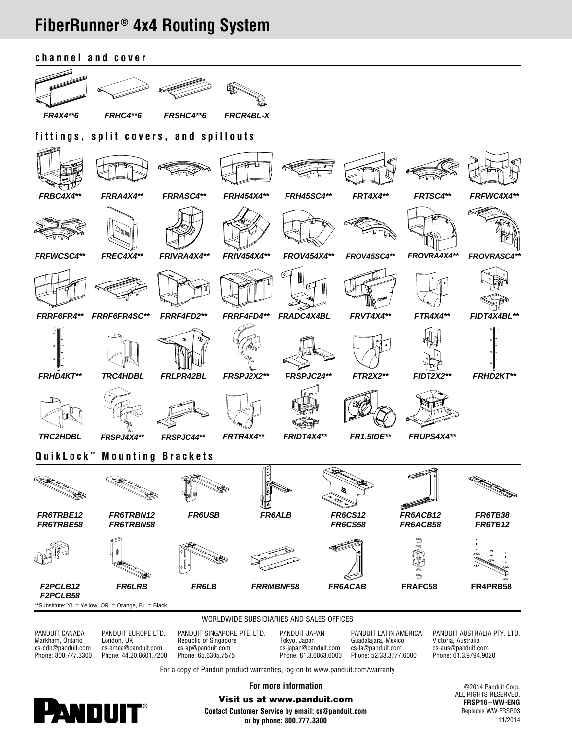# FiberRunner® 4x4 Routing System

## channel and cover

FR4X4**6 FRHC4**6 FRSHC4**6 FRCR4BL-X

## fittings, split covers, and spillouts

FRBC4X4** FRRA4X4** FRRASC4** FRH454X4** FRH45SC4** FRT4X4** FRTSC4** FRFWC4X4**

FRFWCSC4** FREC4X4** FRIVRA4X4** FRIV454X4** FROV454X4** FROV45SC4** FROVRA4X4** FROVRASC4**

FRRF6FR4** FRRF6FR4SC** FRRF4FD2** FRRF4FD4** FRADC4X4BL FRVT4X4** FTR4X4** FIDT4X4BL**

FRHD4KT** TRC4HDBL FRLPR42BL FRSPJ2X2** FRSPJC24** FTR2X2** FIDT2X2** FRHD2KT**

TRC2HDBL FRSPJ4X4** FRSPJC44** FRTR4X4** FRIDT4X4** FR1.5IDE** FRUPS4X4**

## QuikLock™ Mounting Brackets

FR6TRBE12
FR6TRBE58

FR6TRBN12
FR6TRBN58

FR6USB

FR6ALB

FR6CS12
FR6CS58

FR6ACB12
FR6ACB58

FR6TB38
FR6TB12

F2PCLB12
F2PCLB58

FR6LRB

FR6LB

FRRMBNF58

FR6ACAB

FRAFC58

FR4PRB58

**Substitute: YL = Yellow, OR = Orange, BL = Black

WORLDWIDE SUBSIDIARIES AND SALES OFFICES

PANDUIT CANADA
Markham, Ontario
cs-cdn@panduit.com
Phone: 800.777.3300

PANDUIT EUROPE LTD.
London, UK
cs-emea@panduit.com
Phone: 44.20.8601.7200

PANDUIT SINGAPORE PTE. LTD.
Republic of Singapore
cs-ap@panduit.com
Phone: 65.6305.7575

PANDUIT JAPAN
Tokyo, Japan
cs-japan@panduit.com
Phone: 81.3.6863.6000

PANDUIT LATIN AMERICA
Guadalajara, Mexico
cs-la@panduit.com
Phone: 52.33.3777.6000

PANDUIT AUSTRALIA PTY. LTD.
Victoria, Australia
cs-aus@panduit.com
Phone: 61.3.9794.9020

For a copy of Panduit product warranties, log on to www.panduit.com/warranty

**For more information**

**Visit us at www.panduit.com**

**Contact Customer Service by email: cs@panduit.com
or by phone: 800.777.3300**

PANDUIT®

©2014 Panduit Corp.
ALL RIGHTS RESERVED.
**FRSP16--WW-ENG**
Replaces WW-FRSP03
11/2014